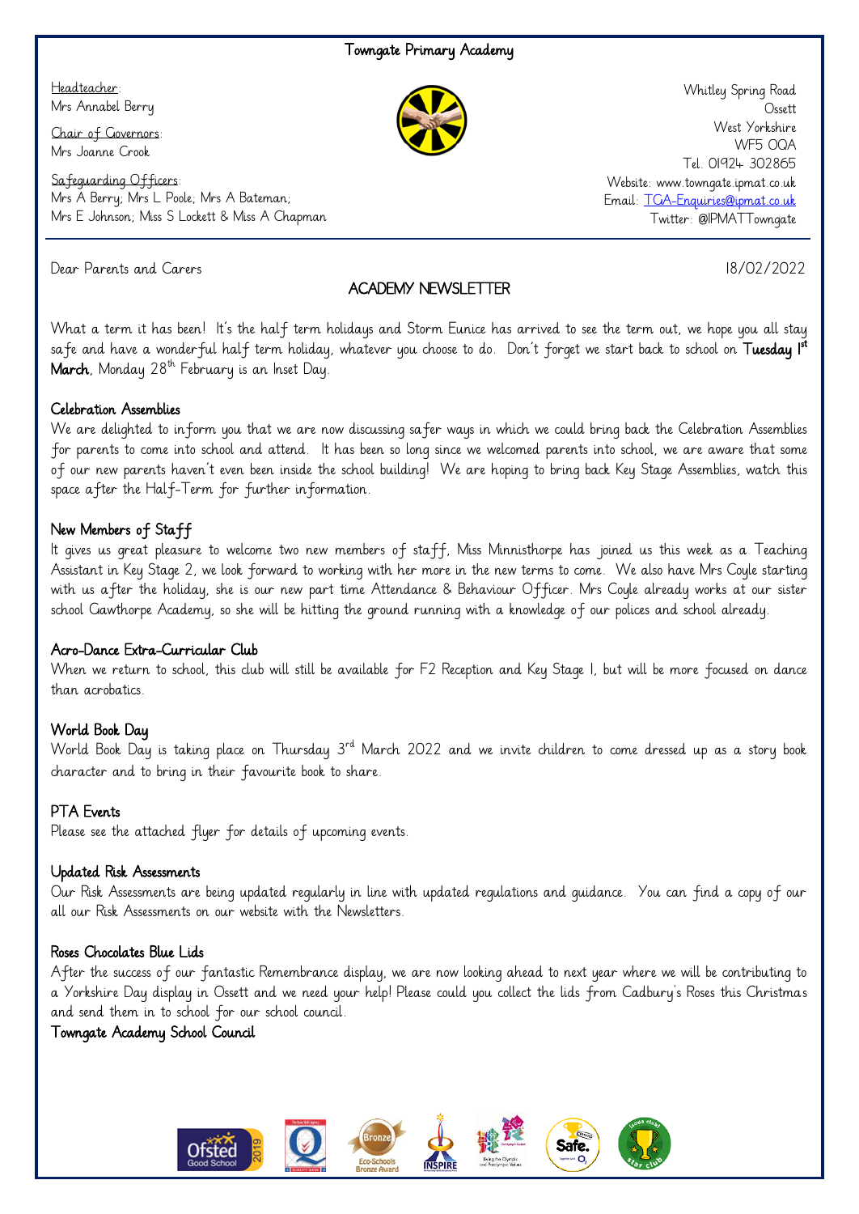# Towngate Primary Academy

Headteacher:
Mrs Annabel Berry

Chair of Governors:
Mrs Joanne Crook

Safeguarding Officers:
Mrs A Berry; Mrs L Poole; Mrs A Bateman;
Mrs E Johnson; Miss S Lockett & Miss A Chapman

Whitley Spring Road
Ossett
West Yorkshire
WF5 0QA
Tel. 01924 302865
Website: www.towngate.ipmat.co.uk
Email: TGA-Enquiries@ipmat.co.uk
Twitter: @IPMATTowngate

Dear Parents and Carers

18/02/2022

## ACADEMY NEWSLETTER

What a term it has been! It's the half term holidays and Storm Eunice has arrived to see the term out, we hope you all stay safe and have a wonderful half term holiday, whatever you choose to do. Don't forget we start back to school on **Tuesday 1st March**, Monday 28th February is an Inset Day.

### Celebration Assemblies

We are delighted to inform you that we are now discussing safer ways in which we could bring back the Celebration Assemblies for parents to come into school and attend. It has been so long since we welcomed parents into school, we are aware that some of our new parents haven't even been inside the school building! We are hoping to bring back Key Stage Assemblies, watch this space after the Half-Term for further information.

### New Members of Staff

It gives us great pleasure to welcome two new members of staff, Miss Minnisthorpe has joined us this week as a Teaching Assistant in Key Stage 2, we look forward to working with her more in the new terms to come. We also have Mrs Coyle starting with us after the holiday, she is our new part time Attendance & Behaviour Officer. Mrs Coyle already works at our sister school Gawthorpe Academy, so she will be hitting the ground running with a knowledge of our polices and school already.

### Acro-Dance Extra-Curricular Club

When we return to school, this club will still be available for F2 Reception and Key Stage 1, but will be more focused on dance than acrobatics.

### World Book Day

World Book Day is taking place on Thursday 3rd March 2022 and we invite children to come dressed up as a story book character and to bring in their favourite book to share.

### PTA Events

Please see the attached flyer for details of upcoming events.

### Updated Risk Assessments

Our Risk Assessments are being updated regularly in line with updated regulations and guidance. You can find a copy of our all our Risk Assessments on our website with the Newsletters.

### Roses Chocolates Blue Lids

After the success of our fantastic Remembrance display, we are now looking ahead to next year where we will be contributing to a Yorkshire Day display in Ossett and we need your help! Please could you collect the lids from Cadbury's Roses this Christmas and send them in to school for our school council.

Towngate Academy School Council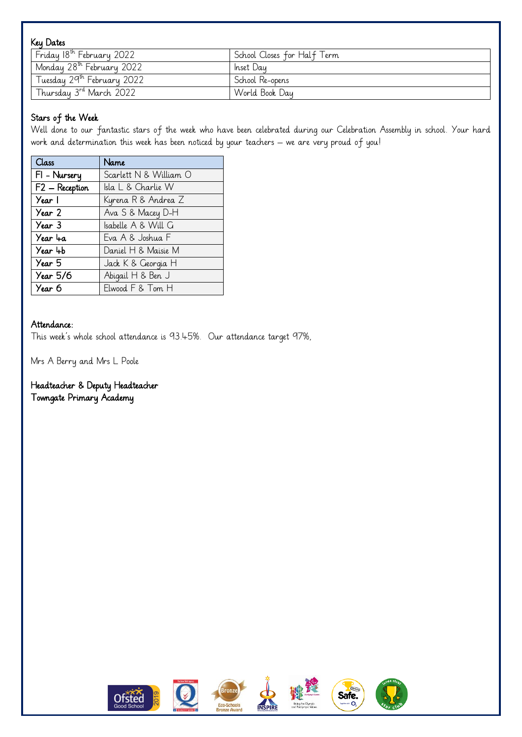### Key Dates

| | |
|---|---|
| Friday 18th February 2022 | School Closes for Half Term |
| Monday 28th February 2022 | Inset Day |
| Tuesday 29th February 2022 | School Re-opens |
| Thursday 3rd March 2022 | World Book Day |

### Stars of the Week

Well done to our fantastic stars of the week who have been celebrated during our Celebration Assembly in school. Your hard work and determination this week has been noticed by your teachers – we are very proud of you!

| Class | Name |
|---|---|
| F1 - Nursery | Scarlett N & William O |
| F2 – Reception | Isla L & Charlie W |
| Year 1 | Kyrena R & Andrea Z |
| Year 2 | Ava S & Macey D-H |
| Year 3 | Isabelle A & Will G |
| Year 4a | Eva A & Joshua F |
| Year 4b | Daniel H & Maisie M |
| Year 5 | Jack K & Georgia H |
| Year 5/6 | Abigail H & Ben J |
| Year 6 | Elwood F & Tom H |

### Attendance:

This week's whole school attendance is 93.45%. Our attendance target 97%,

Mrs A Berry and Mrs L Poole

**Headteacher & Deputy Headteacher**
**Towngate Primary Academy**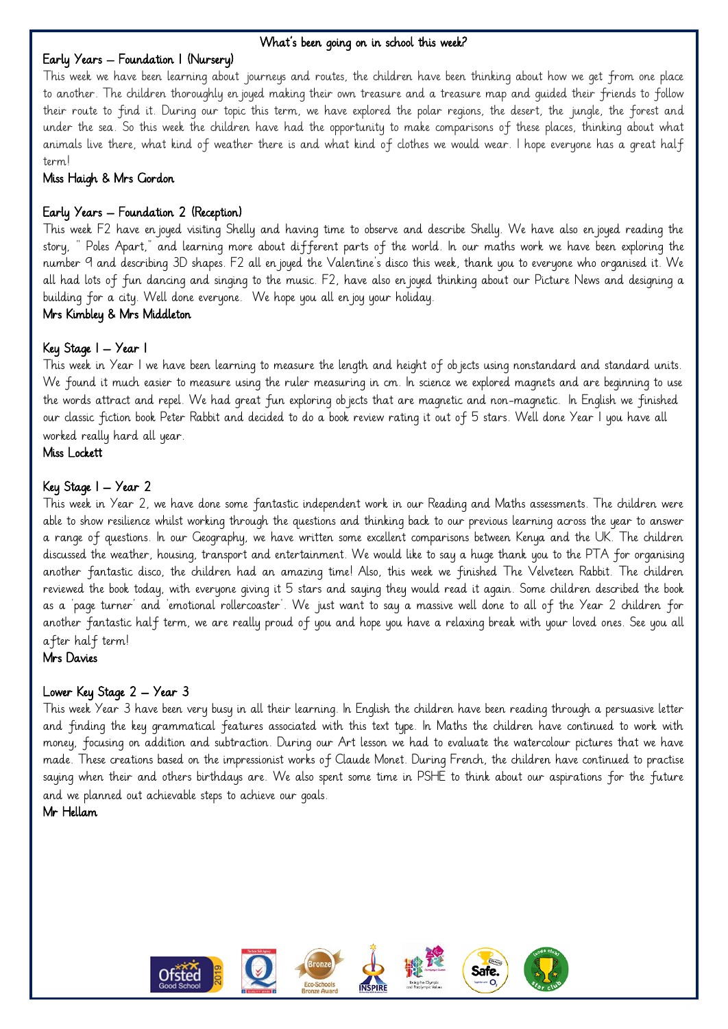# What's been going on in school this week?

## Early Years – Foundation 1 (Nursery)

This week we have been learning about journeys and routes, the children have been thinking about how we get from one place to another. The children thoroughly enjoyed making their own treasure and a treasure map and guided their friends to follow their route to find it. During our topic this term, we have explored the polar regions, the desert, the jungle, the forest and under the sea. So this week the children have had the opportunity to make comparisons of these places, thinking about what animals live there, what kind of weather there is and what kind of clothes we would wear. I hope everyone has a great half term!

Miss Haigh & Mrs Gordon

## Early Years – Foundation 2 (Reception)

This week F2 have enjoyed visiting Shelly and having time to observe and describe Shelly. We have also enjoyed reading the story, " Poles Apart," and learning more about different parts of the world. In our maths work we have been exploring the number 9 and describing 3D shapes. F2 all enjoyed the Valentine's disco this week, thank you to everyone who organised it. We all had lots of fun dancing and singing to the music. F2, have also enjoyed thinking about our Picture News and designing a building for a city. Well done everyone. We hope you all enjoy your holiday.

Mrs Kimbley & Mrs Middleton

## Key Stage 1 – Year 1

This week in Year 1 we have been learning to measure the length and height of objects using nonstandard and standard units. We found it much easier to measure using the ruler measuring in cm. In science we explored magnets and are beginning to use the words attract and repel. We had great fun exploring objects that are magnetic and non-magnetic. In English we finished our classic fiction book Peter Rabbit and decided to do a book review rating it out of 5 stars. Well done Year 1 you have all worked really hard all year.

Miss Lockett

## Key Stage 1 – Year 2

This week in Year 2, we have done some fantastic independent work in our Reading and Maths assessments. The children were able to show resilience whilst working through the questions and thinking back to our previous learning across the year to answer a range of questions. In our Geography, we have written some excellent comparisons between Kenya and the UK. The children discussed the weather, housing, transport and entertainment. We would like to say a huge thank you to the PTA for organising another fantastic disco, the children had an amazing time! Also, this week we finished The Velveteen Rabbit. The children reviewed the book today, with everyone giving it 5 stars and saying they would read it again. Some children described the book as a 'page turner' and 'emotional rollercoaster'. We just want to say a massive well done to all of the Year 2 children for another fantastic half term, we are really proud of you and hope you have a relaxing break with your loved ones. See you all after half term!

Mrs Davies

## Lower Key Stage 2 – Year 3

This week Year 3 have been very busy in all their learning. In English the children have been reading through a persuasive letter and finding the key grammatical features associated with this text type. In Maths the children have continued to work with money, focusing on addition and subtraction. During our Art lesson we had to evaluate the watercolour pictures that we have made. These creations based on the impressionist works of Claude Monet. During French, the children have continued to practise saying when their and others birthdays are. We also spent some time in PSHE to think about our aspirations for the future and we planned out achievable steps to achieve our goals.

Mr Hellam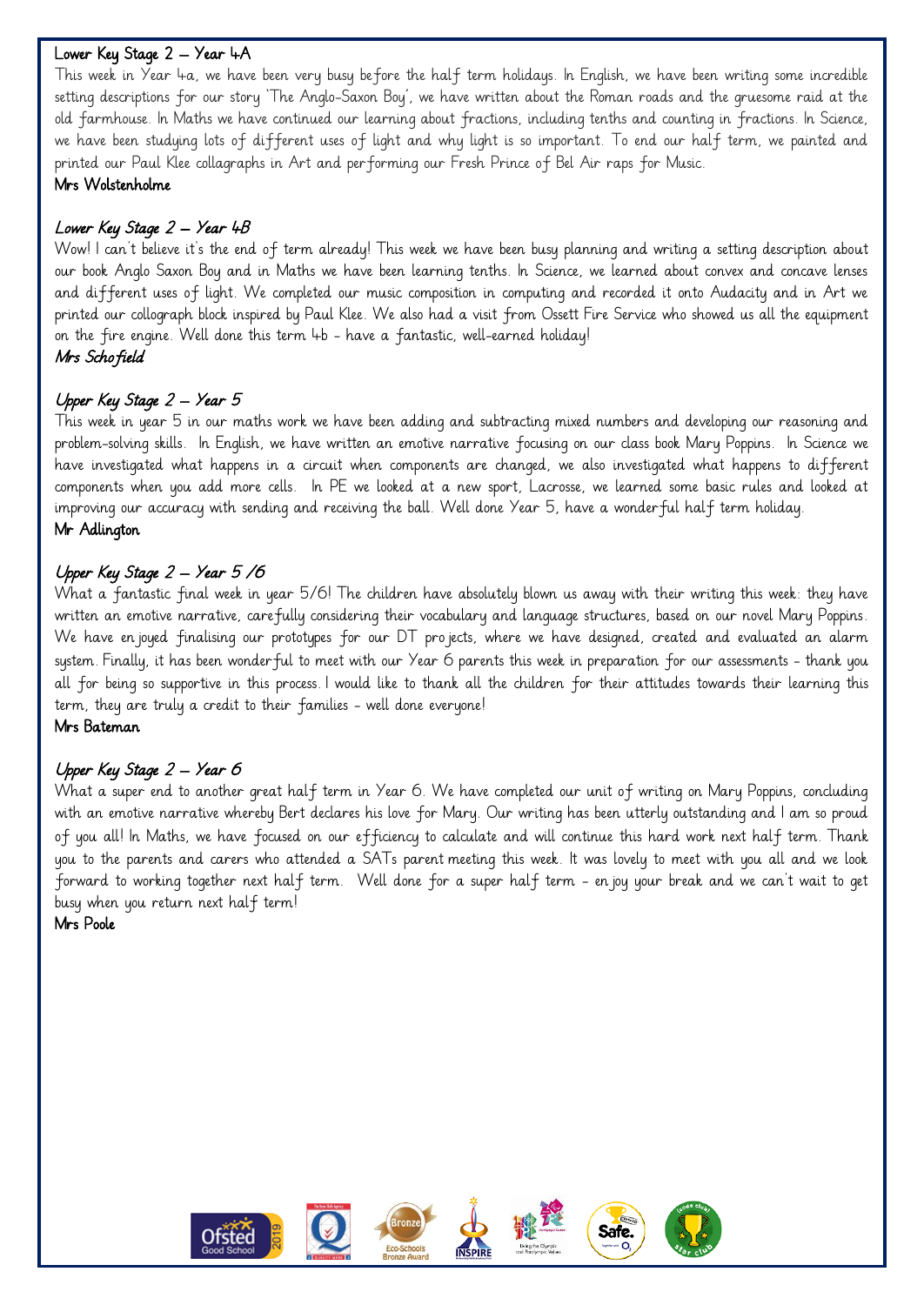## Lower Key Stage 2 – Year 4A

This week in Year 4a, we have been very busy before the half term holidays. In English, we have been writing some incredible setting descriptions for our story 'The Anglo-Saxon Boy', we have written about the Roman roads and the gruesome raid at the old farmhouse. In Maths we have continued our learning about fractions, including tenths and counting in fractions. In Science, we have been studying lots of different uses of light and why light is so important. To end our half term, we painted and printed our Paul Klee collagraphs in Art and performing our Fresh Prince of Bel Air raps for Music.

**Mrs Wolstenholme**

## *Lower Key Stage 2 – Year 4B*

Wow! I can't believe it's the end of term already! This week we have been busy planning and writing a setting description about our book Anglo Saxon Boy and in Maths we have been learning tenths. In Science, we learned about convex and concave lenses and different uses of light. We completed our music composition in computing and recorded it onto Audacity and in Art we printed our collograph block inspired by Paul Klee. We also had a visit from Ossett Fire Service who showed us all the equipment on the fire engine. Well done this term 4b - have a fantastic, well-earned holiday!

***Mrs Schofield***

## *Upper Key Stage 2 – Year 5*

This week in year 5 in our maths work we have been adding and subtracting mixed numbers and developing our reasoning and problem-solving skills. In English, we have written an emotive narrative focusing on our class book Mary Poppins. In Science we have investigated what happens in a circuit when components are changed, we also investigated what happens to different components when you add more cells. In PE we looked at a new sport, Lacrosse, we learned some basic rules and looked at improving our accuracy with sending and receiving the ball. Well done Year 5, have a wonderful half term holiday.

**Mr Adlington**

## *Upper Key Stage 2 – Year 5 /6*

What a fantastic final week in year 5/6! The children have absolutely blown us away with their writing this week: they have written an emotive narrative, carefully considering their vocabulary and language structures, based on our novel Mary Poppins. We have enjoyed finalising our prototypes for our DT projects, where we have designed, created and evaluated an alarm system. Finally, it has been wonderful to meet with our Year 6 parents this week in preparation for our assessments - thank you all for being so supportive in this process. I would like to thank all the children for their attitudes towards their learning this term, they are truly a credit to their families - well done everyone!

**Mrs Bateman**

## *Upper Key Stage 2 – Year 6*

What a super end to another great half term in Year 6. We have completed our unit of writing on Mary Poppins, concluding with an emotive narrative whereby Bert declares his love for Mary. Our writing has been utterly outstanding and I am so proud of you all! In Maths, we have focused on our efficiency to calculate and will continue this hard work next half term. Thank you to the parents and carers who attended a SATs parent meeting this week. It was lovely to meet with you all and we look forward to working together next half term. Well done for a super half term - enjoy your break and we can't wait to get busy when you return next half term!

**Mrs Poole**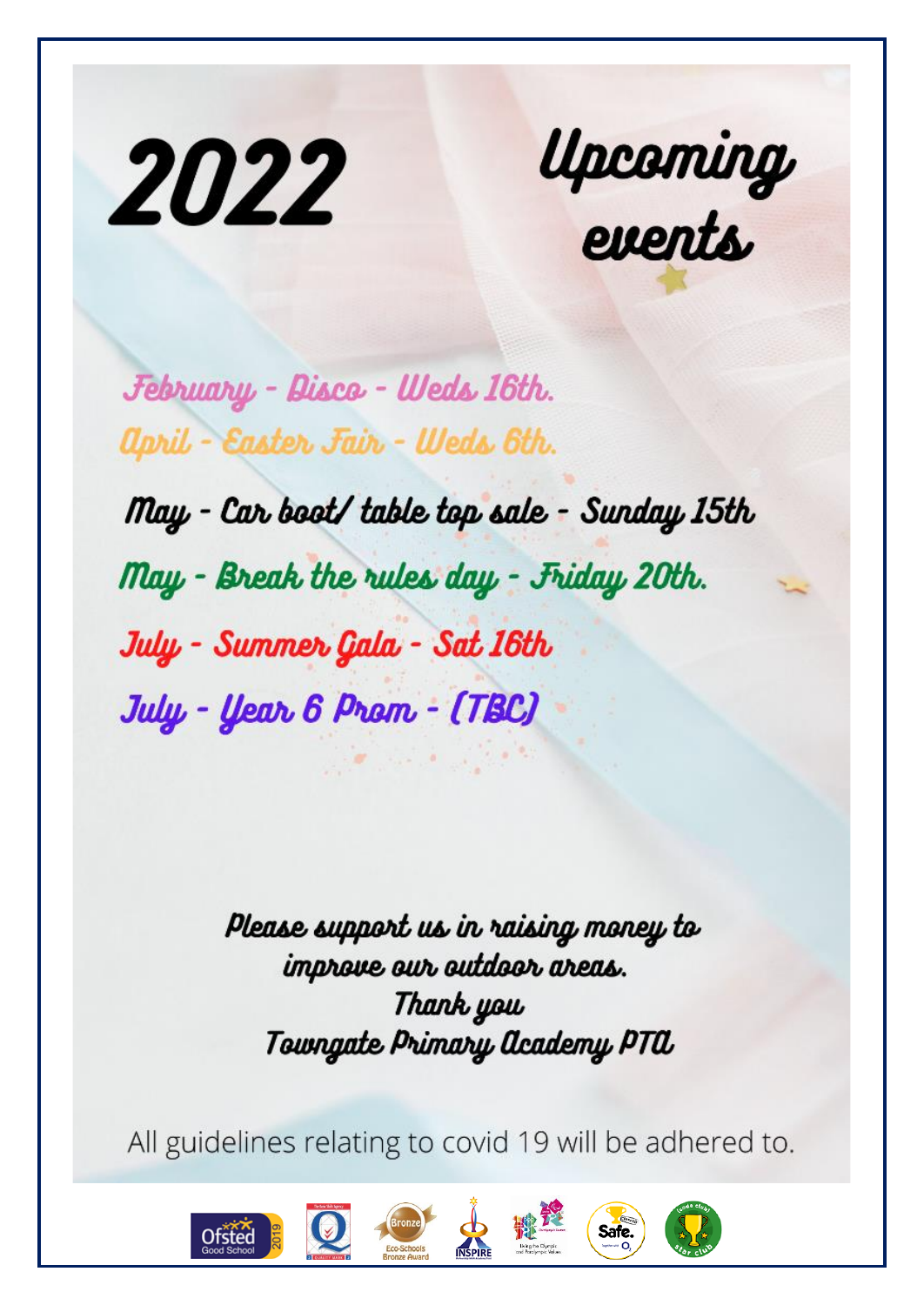# 2022 Upcoming events

February - Disco - Weds 16th.

April - Easter Fair - Weds 6th.

May - Car boot/ table top sale - Sunday 15th

May - Break the rules day - Friday 20th.

July - Summer Gala - Sat 16th

July - Year 6 Prom - (TBC)

Please support us in raising money to improve our outdoor areas.
Thank you
Towngate Primary Academy PTA

All guidelines relating to covid 19 will be adhered to.